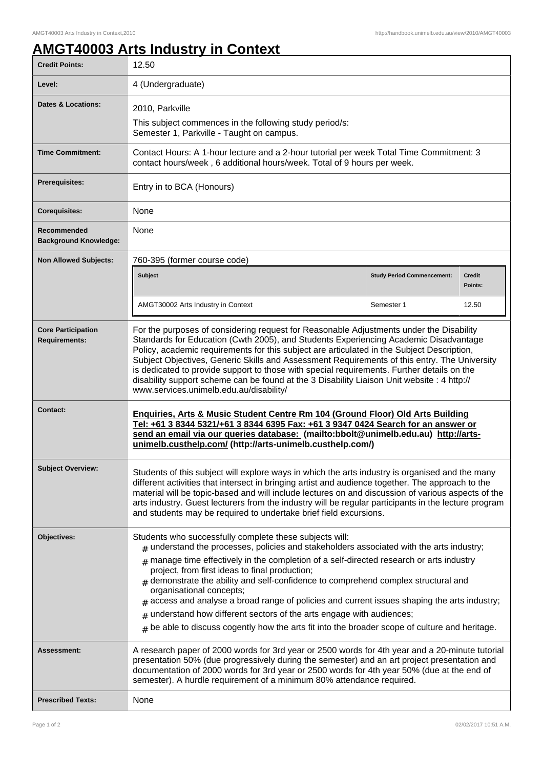# AMGT40003 Arts Industry in Context

| | |
|---|---|
| **Credit Points:** | 12.50 |
| **Level:** | 4 (Undergraduate) |
| **Dates & Locations:** | 2010, Parkville<br>This subject commences in the following study period/s:<br>Semester 1, Parkville - Taught on campus. |
| **Time Commitment:** | Contact Hours: A 1-hour lecture and a 2-hour tutorial per week Total Time Commitment: 3 contact hours/week , 6 additional hours/week. Total of 9 hours per week. |
| **Prerequisites:** | Entry in to BCA (Honours) |
| **Corequisites:** | None |
| **Recommended Background Knowledge:** | None |
| **Non Allowed Subjects:** | 760-395 (former course code)<br>**Subject** / **Study Period Commencement:** / **Credit Points:**<br>AMGT30002 Arts Industry in Context / Semester 1 / 12.50 |
| **Core Participation Requirements:** | For the purposes of considering request for Reasonable Adjustments under the Disability Standards for Education (Cwth 2005), and Students Experiencing Academic Disadvantage Policy, academic requirements for this subject are articulated in the Subject Description, Subject Objectives, Generic Skills and Assessment Requirements of this entry. The University is dedicated to provide support to those with special requirements. Further details on the disability support scheme can be found at the 3 Disability Liaison Unit website : 4 http:// www.services.unimelb.edu.au/disability/ |
| **Contact:** | **Enquiries, Arts & Music Student Centre Rm 104 (Ground Floor) Old Arts Building Tel: +61 3 8344 5321/+61 3 8344 6395 Fax: +61 3 9347 0424 Search for an answer or send an email via our queries database: (mailto:bbolt@unimelb.edu.au) http://arts-unimelb.custhelp.com/ (http://arts-unimelb.custhelp.com/)** |
| **Subject Overview:** | Students of this subject will explore ways in which the arts industry is organised and the many different activities that intersect in bringing artist and audience together. The approach to the material will be topic-based and will include lectures on and discussion of various aspects of the arts industry. Guest lecturers from the industry will be regular participants in the lecture program and students may be required to undertake brief field excursions. |
| **Objectives:** | Students who successfully complete these subjects will:<br># understand the processes, policies and stakeholders associated with the arts industry;<br># manage time effectively in the completion of a self-directed research or arts industry project, from first ideas to final production;<br># demonstrate the ability and self-confidence to comprehend complex structural and organisational concepts;<br># access and analyse a broad range of policies and current issues shaping the arts industry;<br># understand how different sectors of the arts engage with audiences;<br># be able to discuss cogently how the arts fit into the broader scope of culture and heritage. |
| **Assessment:** | A research paper of 2000 words for 3rd year or 2500 words for 4th year and a 20-minute tutorial presentation 50% (due progressively during the semester) and an art project presentation and documentation of 2000 words for 3rd year or 2500 words for 4th year 50% (due at the end of semester). A hurdle requirement of a minimum 80% attendance required. |
| **Prescribed Texts:** | None |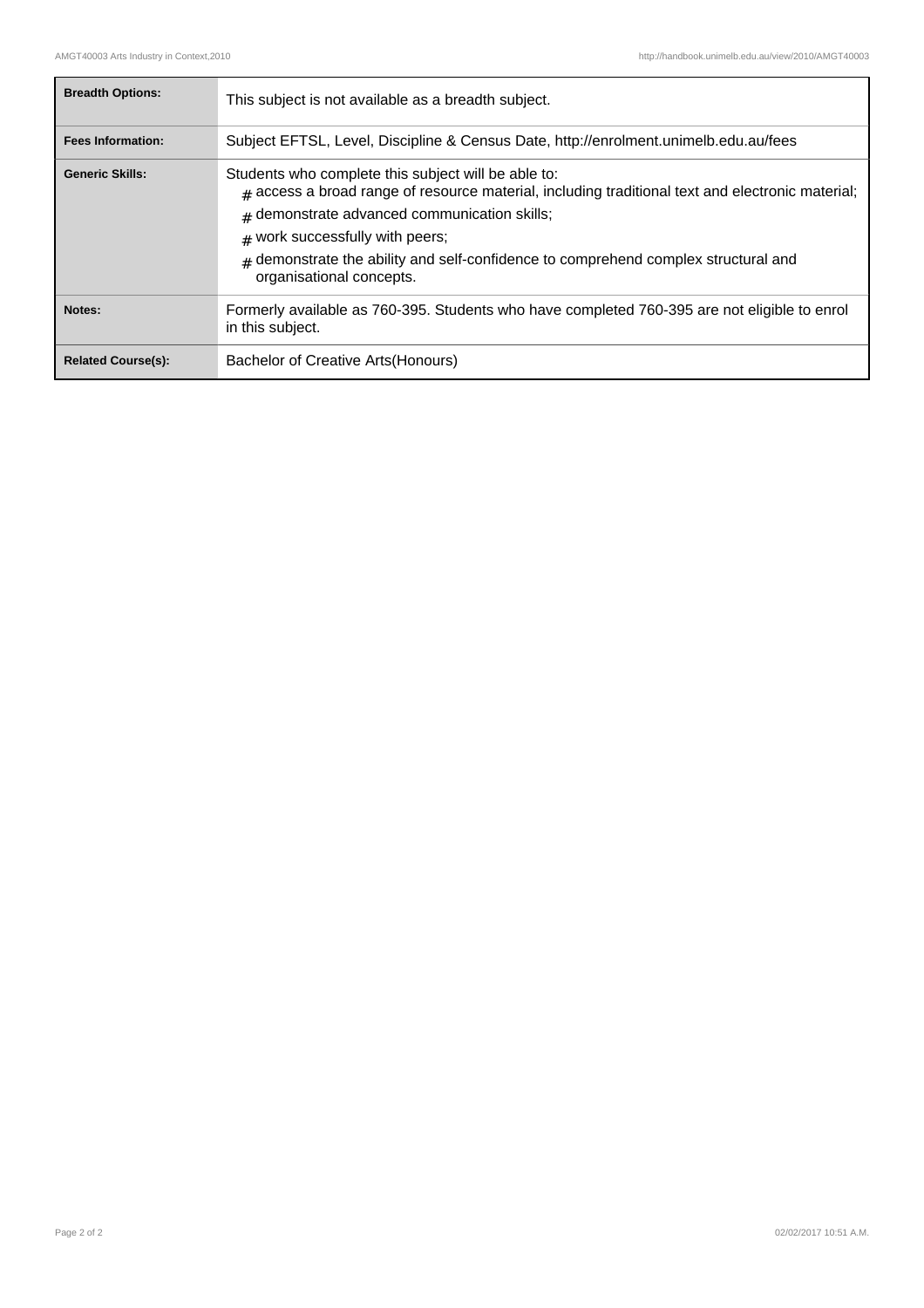| | |
|---|---|
| **Breadth Options:** | This subject is not available as a breadth subject. |
| **Fees Information:** | Subject EFTSL, Level, Discipline & Census Date, http://enrolment.unimelb.edu.au/fees |
| **Generic Skills:** | Students who complete this subject will be able to:<br># access a broad range of resource material, including traditional text and electronic material;<br># demonstrate advanced communication skills;<br># work successfully with peers;<br># demonstrate the ability and self-confidence to comprehend complex structural and organisational concepts. |
| **Notes:** | Formerly available as 760-395. Students who have completed 760-395 are not eligible to enrol in this subject. |
| **Related Course(s):** | Bachelor of Creative Arts(Honours) |